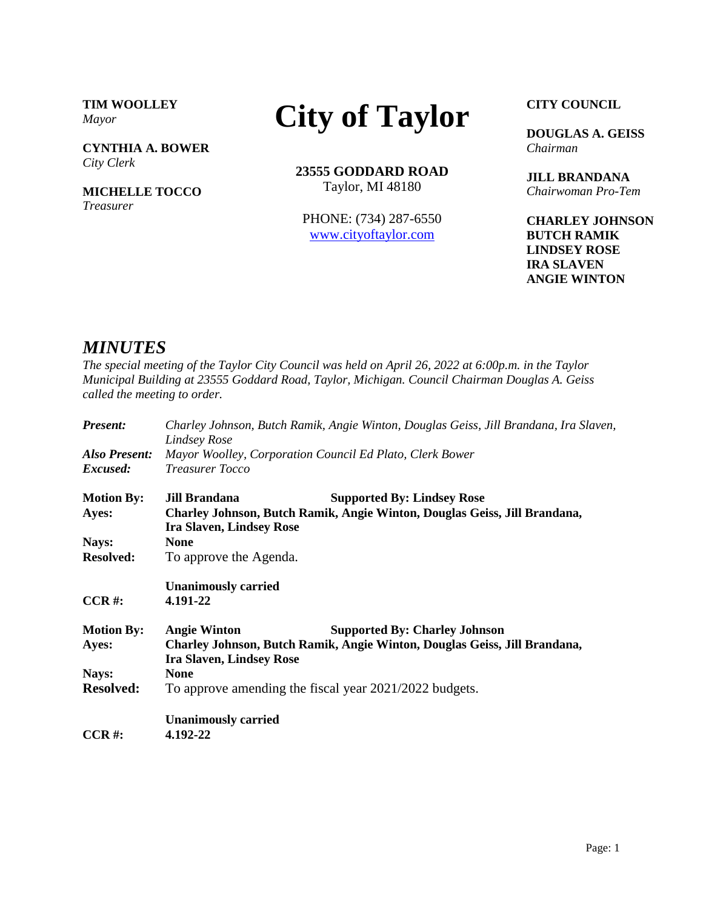**TIM WOOLLEY**
*Mayor*

**CYNTHIA A. BOWER**
*City Clerk*

**MICHELLE TOCCO**
*Treasurer*

# City of Taylor

**23555 GODDARD ROAD**
Taylor, MI 48180

PHONE: (734) 287-6550
www.cityoftaylor.com

**CITY COUNCIL**

**DOUGLAS A. GEISS**
*Chairman*

**JILL BRANDANA**
*Chairwoman Pro-Tem*

**CHARLEY JOHNSON**
**BUTCH RAMIK**
**LINDSEY ROSE**
**IRA SLAVEN**
**ANGIE WINTON**

## *MINUTES*

*The special meeting of the Taylor City Council was held on April 26, 2022 at 6:00p.m. in the Taylor Municipal Building at 23555 Goddard Road, Taylor, Michigan. Council Chairman Douglas A. Geiss called the meeting to order.*

***Present:*** *Charley Johnson, Butch Ramik, Angie Winton, Douglas Geiss, Jill Brandana, Ira Slaven, Lindsey Rose*
***Also Present:*** *Mayor Woolley, Corporation Council Ed Plato, Clerk Bower*
***Excused:*** *Treasurer Tocco*

**Motion By:** **Jill Brandana** **Supported By: Lindsey Rose**
**Ayes:** **Charley Johnson, Butch Ramik, Angie Winton, Douglas Geiss, Jill Brandana, Ira Slaven, Lindsey Rose**
**Nays:** **None**
**Resolved:** To approve the Agenda.

**Unanimously carried**
**CCR #:** **4.191-22**

**Motion By:** **Angie Winton** **Supported By: Charley Johnson**
**Ayes:** **Charley Johnson, Butch Ramik, Angie Winton, Douglas Geiss, Jill Brandana, Ira Slaven, Lindsey Rose**
**Nays:** **None**
**Resolved:** To approve amending the fiscal year 2021/2022 budgets.

**Unanimously carried**
**CCR #:** **4.192-22**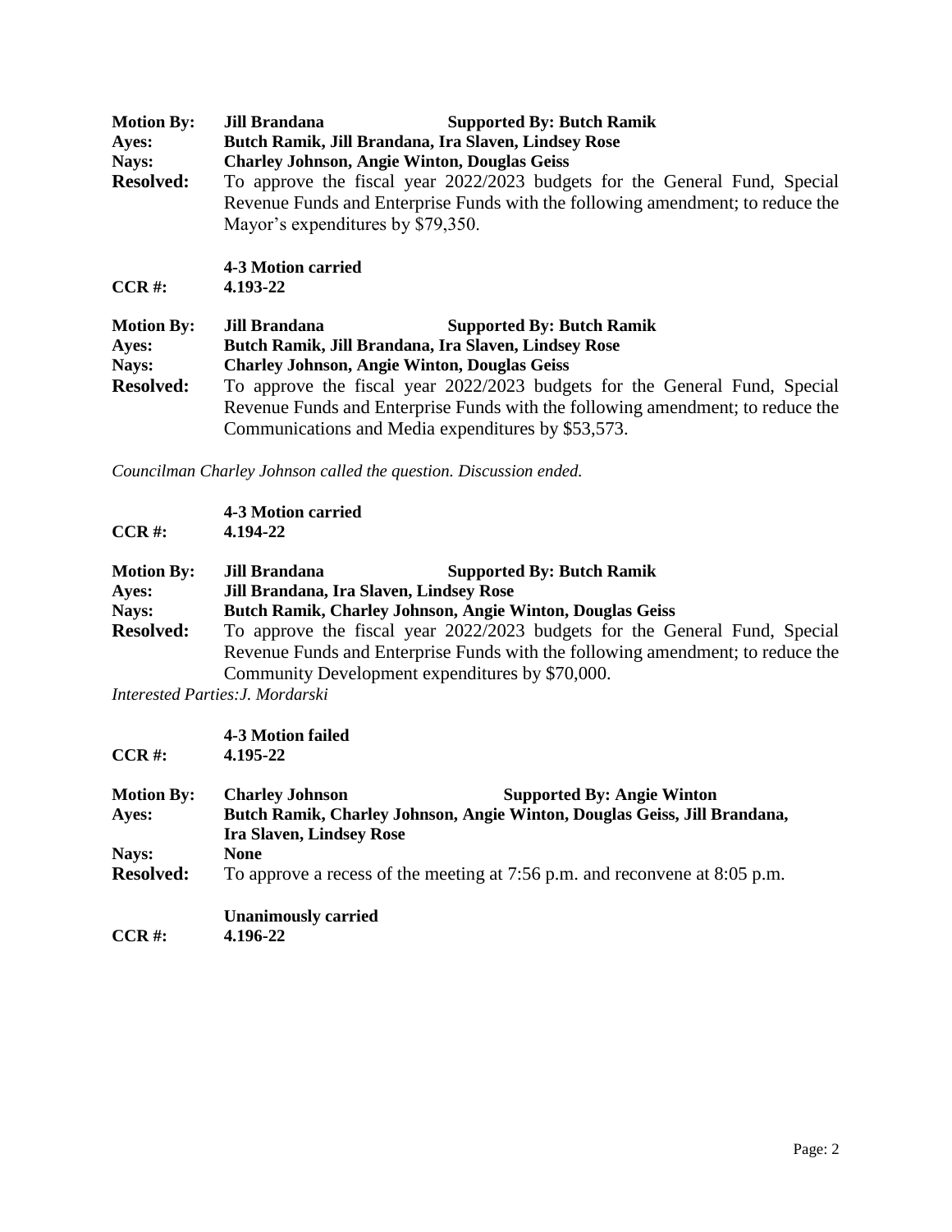**Motion By:** **Jill Brandana** **Supported By: Butch Ramik**
**Ayes:** **Butch Ramik, Jill Brandana, Ira Slaven, Lindsey Rose**
**Nays:** **Charley Johnson, Angie Winton, Douglas Geiss**
**Resolved:** To approve the fiscal year 2022/2023 budgets for the General Fund, Special Revenue Funds and Enterprise Funds with the following amendment; to reduce the Mayor's expenditures by $79,350.

**4-3 Motion carried**
**CCR #:** **4.193-22**

**Motion By:** **Jill Brandana** **Supported By: Butch Ramik**
**Ayes:** **Butch Ramik, Jill Brandana, Ira Slaven, Lindsey Rose**
**Nays:** **Charley Johnson, Angie Winton, Douglas Geiss**
**Resolved:** To approve the fiscal year 2022/2023 budgets for the General Fund, Special Revenue Funds and Enterprise Funds with the following amendment; to reduce the Communications and Media expenditures by $53,573.

*Councilman Charley Johnson called the question. Discussion ended.*

**4-3 Motion carried**
**CCR #:** **4.194-22**

**Motion By:** **Jill Brandana** **Supported By: Butch Ramik**
**Ayes:** **Jill Brandana, Ira Slaven, Lindsey Rose**
**Nays:** **Butch Ramik, Charley Johnson, Angie Winton, Douglas Geiss**
**Resolved:** To approve the fiscal year 2022/2023 budgets for the General Fund, Special Revenue Funds and Enterprise Funds with the following amendment; to reduce the Community Development expenditures by $70,000.

*Interested Parties:J. Mordarski*

**4-3 Motion failed**
**CCR #:** **4.195-22**

**Motion By:** **Charley Johnson** **Supported By: Angie Winton**
**Ayes:** **Butch Ramik, Charley Johnson, Angie Winton, Douglas Geiss, Jill Brandana, Ira Slaven, Lindsey Rose**
**Nays:** **None**
**Resolved:** To approve a recess of the meeting at 7:56 p.m. and reconvene at 8:05 p.m.

**Unanimously carried**
**CCR #:** **4.196-22**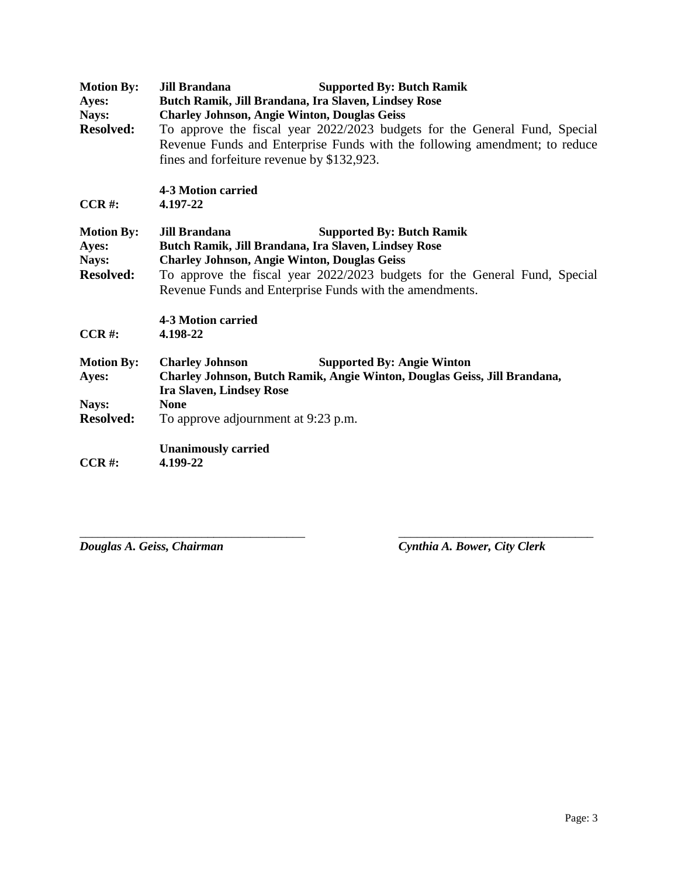**Motion By:** **Jill Brandana** **Supported By: Butch Ramik**
**Ayes:** **Butch Ramik, Jill Brandana, Ira Slaven, Lindsey Rose**
**Nays:** **Charley Johnson, Angie Winton, Douglas Geiss**
**Resolved:** To approve the fiscal year 2022/2023 budgets for the General Fund, Special Revenue Funds and Enterprise Funds with the following amendment; to reduce fines and forfeiture revenue by $132,923.

**4-3 Motion carried**
**CCR #:** **4.197-22**

**Motion By:** **Jill Brandana** **Supported By: Butch Ramik**
**Ayes:** **Butch Ramik, Jill Brandana, Ira Slaven, Lindsey Rose**
**Nays:** **Charley Johnson, Angie Winton, Douglas Geiss**
**Resolved:** To approve the fiscal year 2022/2023 budgets for the General Fund, Special Revenue Funds and Enterprise Funds with the amendments.

**4-3 Motion carried**
**CCR #:** **4.198-22**

**Motion By:** **Charley Johnson** **Supported By: Angie Winton**
**Ayes:** **Charley Johnson, Butch Ramik, Angie Winton, Douglas Geiss, Jill Brandana, Ira Slaven, Lindsey Rose**
**Nays:** **None**
**Resolved:** To approve adjournment at 9:23 p.m.

**Unanimously carried**
**CCR #:** **4.199-22**

______________________________________ ________________________________

***Douglas A. Geiss, Chairman*** ***Cynthia A. Bower, City Clerk***